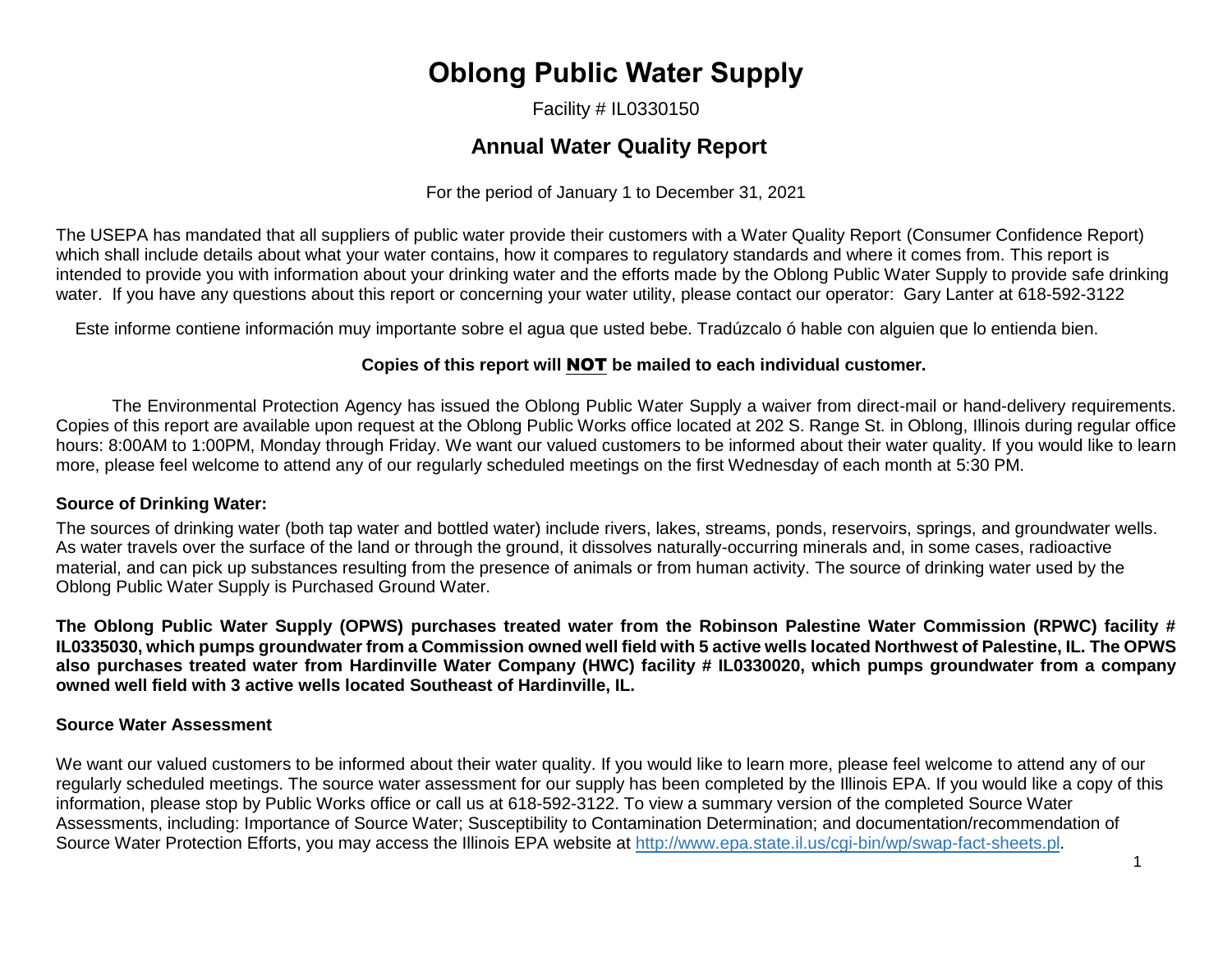# Oblong Public Water Supply

Facility # IL0330150

## Annual Water Quality Report

For the period of January 1 to December 31, 2021

The USEPA has mandated that all suppliers of public water provide their customers with a Water Quality Report (Consumer Confidence Report) which shall include details about what your water contains, how it compares to regulatory standards and where it comes from. This report is intended to provide you with information about your drinking water and the efforts made by the Oblong Public Water Supply to provide safe drinking water. If you have any questions about this report or concerning your water utility, please contact our operator: Gary Lanter at 618-592-3122

Este informe contiene información muy importante sobre el agua que usted bebe. Tradúzcalo ó hable con alguien que lo entienda bien.

**Copies of this report will NOT be mailed to each individual customer.**

The Environmental Protection Agency has issued the Oblong Public Water Supply a waiver from direct-mail or hand-delivery requirements. Copies of this report are available upon request at the Oblong Public Works office located at 202 S. Range St. in Oblong, Illinois during regular office hours: 8:00AM to 1:00PM, Monday through Friday. We want our valued customers to be informed about their water quality. If you would like to learn more, please feel welcome to attend any of our regularly scheduled meetings on the first Wednesday of each month at 5:30 PM.

### Source of Drinking Water:

The sources of drinking water (both tap water and bottled water) include rivers, lakes, streams, ponds, reservoirs, springs, and groundwater wells. As water travels over the surface of the land or through the ground, it dissolves naturally-occurring minerals and, in some cases, radioactive material, and can pick up substances resulting from the presence of animals or from human activity. The source of drinking water used by the Oblong Public Water Supply is Purchased Ground Water.

**The Oblong Public Water Supply (OPWS) purchases treated water from the Robinson Palestine Water Commission (RPWC) facility # IL0335030, which pumps groundwater from a Commission owned well field with 5 active wells located Northwest of Palestine, IL. The OPWS also purchases treated water from Hardinville Water Company (HWC) facility # IL0330020, which pumps groundwater from a company owned well field with 3 active wells located Southeast of Hardinville, IL.**

### Source Water Assessment

We want our valued customers to be informed about their water quality. If you would like to learn more, please feel welcome to attend any of our regularly scheduled meetings. The source water assessment for our supply has been completed by the Illinois EPA. If you would like a copy of this information, please stop by Public Works office or call us at 618-592-3122. To view a summary version of the completed Source Water Assessments, including: Importance of Source Water; Susceptibility to Contamination Determination; and documentation/recommendation of Source Water Protection Efforts, you may access the Illinois EPA website at http://www.epa.state.il.us/cgi-bin/wp/swap-fact-sheets.pl.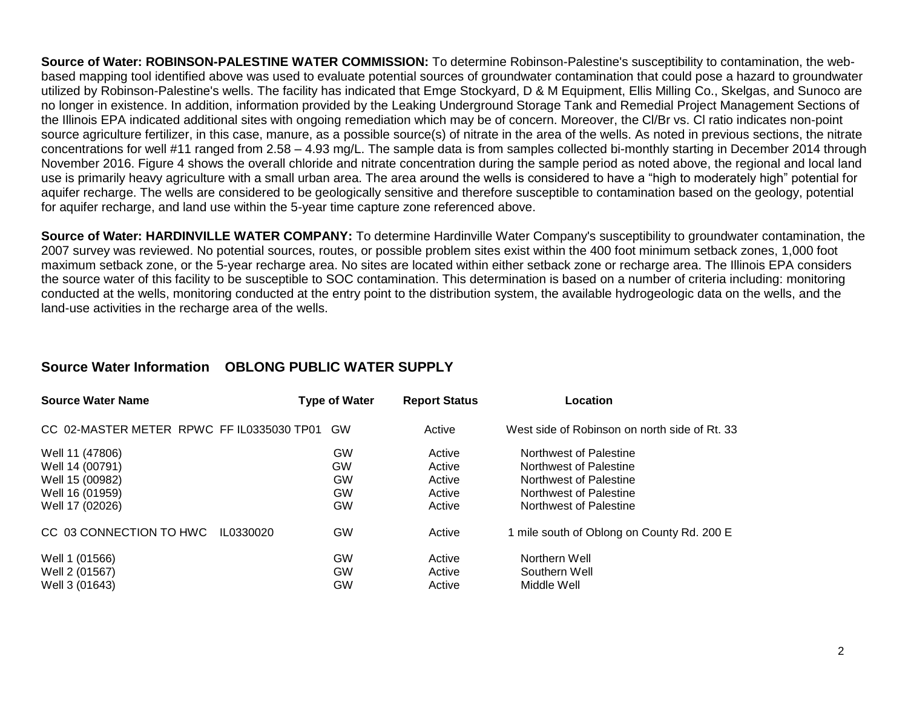**Source of Water: ROBINSON-PALESTINE WATER COMMISSION:** To determine Robinson-Palestine's susceptibility to contamination, the web-based mapping tool identified above was used to evaluate potential sources of groundwater contamination that could pose a hazard to groundwater utilized by Robinson-Palestine's wells. The facility has indicated that Emge Stockyard, D & M Equipment, Ellis Milling Co., Skelgas, and Sunoco are no longer in existence. In addition, information provided by the Leaking Underground Storage Tank and Remedial Project Management Sections of the Illinois EPA indicated additional sites with ongoing remediation which may be of concern. Moreover, the Cl/Br vs. Cl ratio indicates non-point source agriculture fertilizer, in this case, manure, as a possible source(s) of nitrate in the area of the wells. As noted in previous sections, the nitrate concentrations for well #11 ranged from 2.58 – 4.93 mg/L. The sample data is from samples collected bi-monthly starting in December 2014 through November 2016. Figure 4 shows the overall chloride and nitrate concentration during the sample period as noted above, the regional and local land use is primarily heavy agriculture with a small urban area. The area around the wells is considered to have a "high to moderately high" potential for aquifer recharge. The wells are considered to be geologically sensitive and therefore susceptible to contamination based on the geology, potential for aquifer recharge, and land use within the 5-year time capture zone referenced above.

**Source of Water: HARDINVILLE WATER COMPANY:** To determine Hardinville Water Company's susceptibility to groundwater contamination, the 2007 survey was reviewed. No potential sources, routes, or possible problem sites exist within the 400 foot minimum setback zones, 1,000 foot maximum setback zone, or the 5-year recharge area. No sites are located within either setback zone or recharge area. The Illinois EPA considers the source water of this facility to be susceptible to SOC contamination. This determination is based on a number of criteria including: monitoring conducted at the wells, monitoring conducted at the entry point to the distribution system, the available hydrogeologic data on the wells, and the land-use activities in the recharge area of the wells.

## Source Water Information OBLONG PUBLIC WATER SUPPLY

| Source Water Name | Type of Water | Report Status | Location |
|---|---|---|---|
| CC 02-MASTER METER RPWC FF IL0335030 TP01 | GW | Active | West side of Robinson on north side of Rt. 33 |
| Well 11 (47806) | GW | Active | Northwest of Palestine |
| Well 14 (00791) | GW | Active | Northwest of Palestine |
| Well 15 (00982) | GW | Active | Northwest of Palestine |
| Well 16 (01959) | GW | Active | Northwest of Palestine |
| Well 17 (02026) | GW | Active | Northwest of Palestine |
| CC 03 CONNECTION TO HWC IL0330020 | GW | Active | 1 mile south of Oblong on County Rd. 200 E |
| Well 1 (01566) | GW | Active | Northern Well |
| Well 2 (01567) | GW | Active | Southern Well |
| Well 3 (01643) | GW | Active | Middle Well |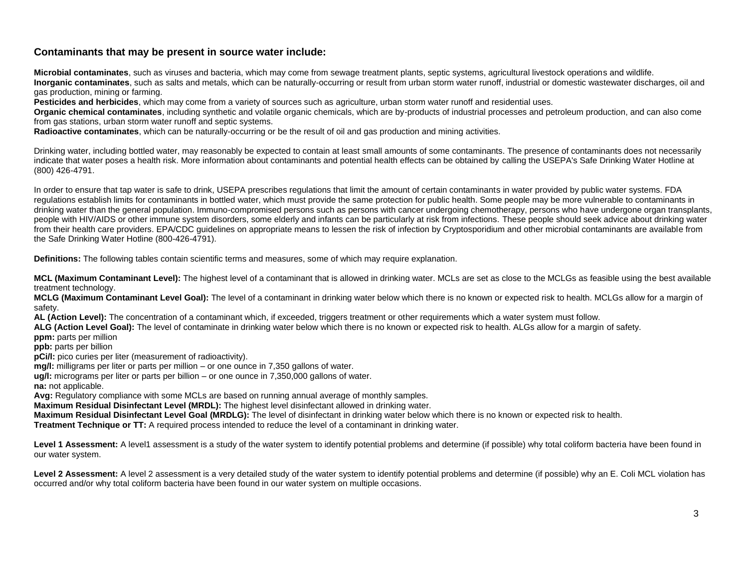## Contaminants that may be present in source water include:

**Microbial contaminates**, such as viruses and bacteria, which may come from sewage treatment plants, septic systems, agricultural livestock operations and wildlife.
**Inorganic contaminates**, such as salts and metals, which can be naturally-occurring or result from urban storm water runoff, industrial or domestic wastewater discharges, oil and gas production, mining or farming.
**Pesticides and herbicides**, which may come from a variety of sources such as agriculture, urban storm water runoff and residential uses.
**Organic chemical contaminates**, including synthetic and volatile organic chemicals, which are by-products of industrial processes and petroleum production, and can also come from gas stations, urban storm water runoff and septic systems.
**Radioactive contaminates**, which can be naturally-occurring or be the result of oil and gas production and mining activities.

Drinking water, including bottled water, may reasonably be expected to contain at least small amounts of some contaminants. The presence of contaminants does not necessarily indicate that water poses a health risk. More information about contaminants and potential health effects can be obtained by calling the USEPA's Safe Drinking Water Hotline at (800) 426-4791.

In order to ensure that tap water is safe to drink, USEPA prescribes regulations that limit the amount of certain contaminants in water provided by public water systems. FDA regulations establish limits for contaminants in bottled water, which must provide the same protection for public health. Some people may be more vulnerable to contaminants in drinking water than the general population. Immuno-compromised persons such as persons with cancer undergoing chemotherapy, persons who have undergone organ transplants, people with HIV/AIDS or other immune system disorders, some elderly and infants can be particularly at risk from infections. These people should seek advice about drinking water from their health care providers. EPA/CDC guidelines on appropriate means to lessen the risk of infection by Cryptosporidium and other microbial contaminants are available from the Safe Drinking Water Hotline (800-426-4791).

**Definitions:** The following tables contain scientific terms and measures, some of which may require explanation.

**MCL (Maximum Contaminant Level):** The highest level of a contaminant that is allowed in drinking water. MCLs are set as close to the MCLGs as feasible using the best available treatment technology.
**MCLG (Maximum Contaminant Level Goal):** The level of a contaminant in drinking water below which there is no known or expected risk to health. MCLGs allow for a margin of safety.
**AL (Action Level):** The concentration of a contaminant which, if exceeded, triggers treatment or other requirements which a water system must follow.
**ALG (Action Level Goal):** The level of contaminate in drinking water below which there is no known or expected risk to health. ALGs allow for a margin of safety.
**ppm:** parts per million
**ppb:** parts per billion
**pCi/l:** pico curies per liter (measurement of radioactivity).
**mg/l:** milligrams per liter or parts per million – or one ounce in 7,350 gallons of water.
**ug/l:** micrograms per liter or parts per billion – or one ounce in 7,350,000 gallons of water.
**na:** not applicable.
**Avg:** Regulatory compliance with some MCLs are based on running annual average of monthly samples.
**Maximum Residual Disinfectant Level (MRDL):** The highest level disinfectant allowed in drinking water.
**Maximum Residual Disinfectant Level Goal (MRDLG):** The level of disinfectant in drinking water below which there is no known or expected risk to health.
**Treatment Technique or TT:** A required process intended to reduce the level of a contaminant in drinking water.

**Level 1 Assessment:** A level1 assessment is a study of the water system to identify potential problems and determine (if possible) why total coliform bacteria have been found in our water system.

**Level 2 Assessment:** A level 2 assessment is a very detailed study of the water system to identify potential problems and determine (if possible) why an E. Coli MCL violation has occurred and/or why total coliform bacteria have been found in our water system on multiple occasions.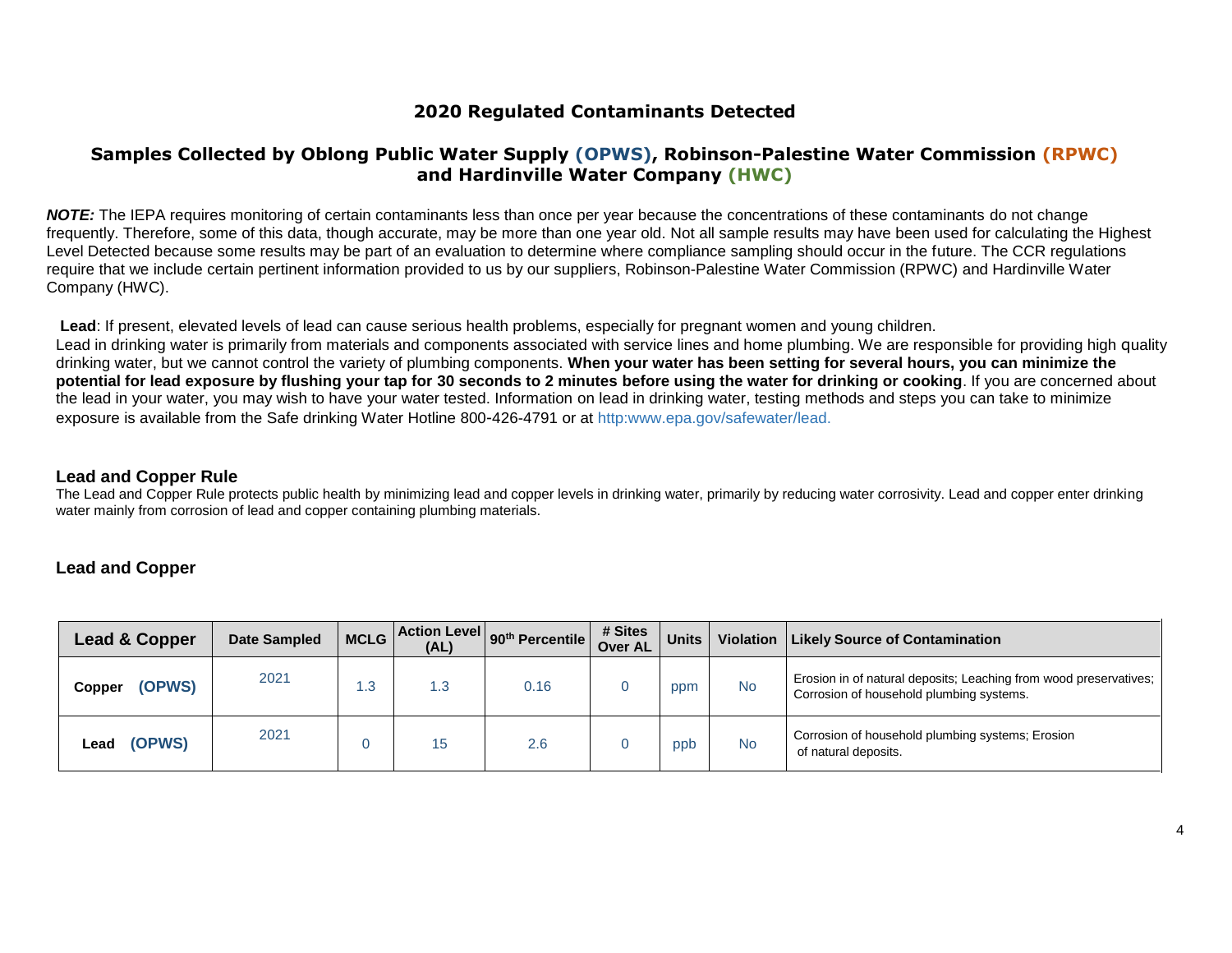## 2020 Regulated Contaminants Detected

### Samples Collected by Oblong Public Water Supply (OPWS), Robinson-Palestine Water Commission (RPWC) and Hardinville Water Company (HWC)

***NOTE:*** The IEPA requires monitoring of certain contaminants less than once per year because the concentrations of these contaminants do not change frequently. Therefore, some of this data, though accurate, may be more than one year old. Not all sample results may have been used for calculating the Highest Level Detected because some results may be part of an evaluation to determine where compliance sampling should occur in the future. The CCR regulations require that we include certain pertinent information provided to us by our suppliers, Robinson-Palestine Water Commission (RPWC) and Hardinville Water Company (HWC).

**Lead**: If present, elevated levels of lead can cause serious health problems, especially for pregnant women and young children. Lead in drinking water is primarily from materials and components associated with service lines and home plumbing. We are responsible for providing high quality drinking water, but we cannot control the variety of plumbing components. **When your water has been setting for several hours, you can minimize the potential for lead exposure by flushing your tap for 30 seconds to 2 minutes before using the water for drinking or cooking**. If you are concerned about the lead in your water, you may wish to have your water tested. Information on lead in drinking water, testing methods and steps you can take to minimize exposure is available from the Safe drinking Water Hotline 800-426-4791 or at http:www.epa.gov/safewater/lead.

### Lead and Copper Rule

The Lead and Copper Rule protects public health by minimizing lead and copper levels in drinking water, primarily by reducing water corrosivity. Lead and copper enter drinking water mainly from corrosion of lead and copper containing plumbing materials.

### Lead and Copper

| Lead & Copper | Date Sampled | MCLG | Action Level (AL) | 90th Percentile | # Sites Over AL | Units | Violation | Likely Source of Contamination |
|---|---|---|---|---|---|---|---|---|
| Copper (OPWS) | 2021 | 1.3 | 1.3 | 0.16 | 0 | ppm | No | Erosion in of natural deposits; Leaching from wood preservatives; Corrosion of household plumbing systems. |
| Lead (OPWS) | 2021 | 0 | 15 | 2.6 | 0 | ppb | No | Corrosion of household plumbing systems; Erosion of natural deposits. |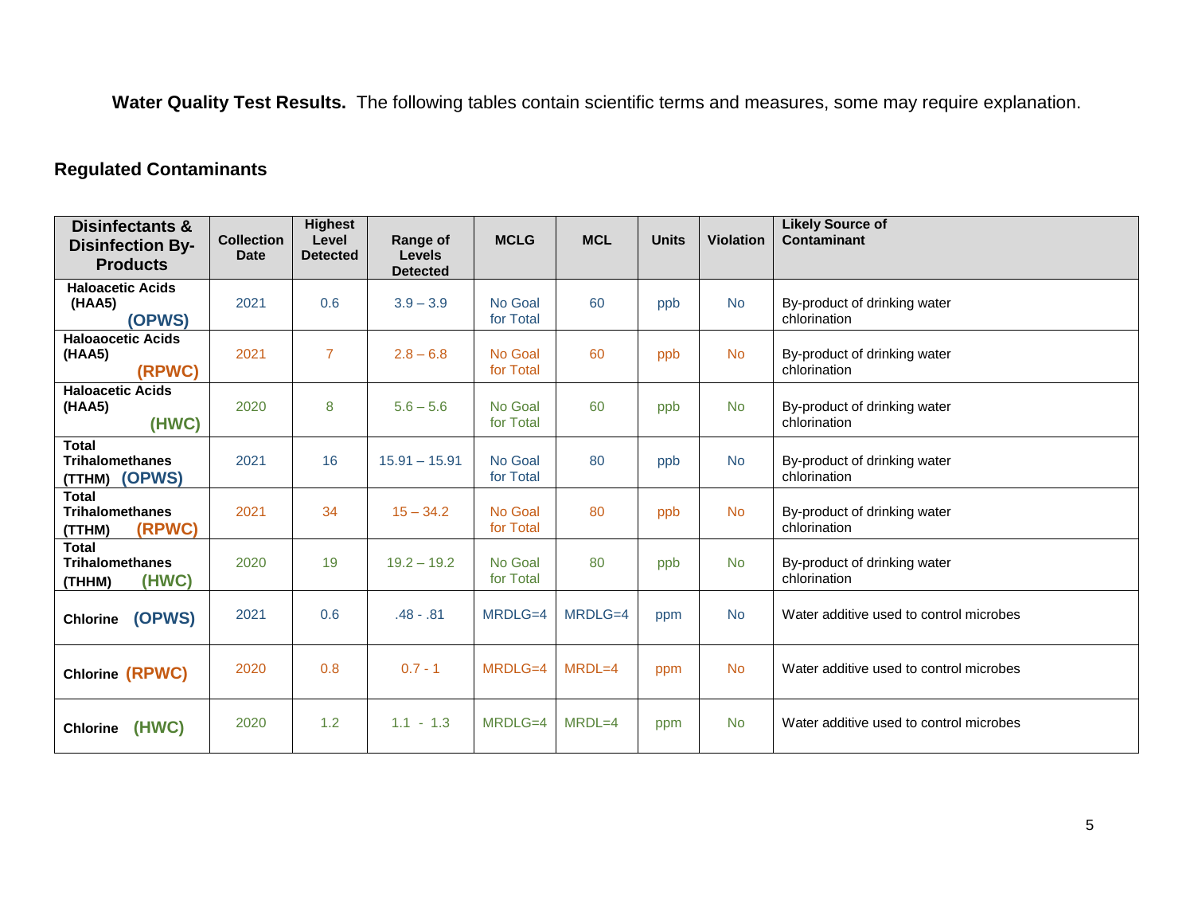**Water Quality Test Results.** The following tables contain scientific terms and measures, some may require explanation.

## Regulated Contaminants

| Disinfectants & Disinfection By-Products | Collection Date | Highest Level Detected | Range of Levels Detected | MCLG | MCL | Units | Violation | Likely Source of Contaminant |
|---|---|---|---|---|---|---|---|---|
| Haloacetic Acids (HAA5) **(OPWS)** | 2021 | 0.6 | 3.9 – 3.9 | No Goal for Total | 60 | ppb | No | By-product of drinking water chlorination |
| Haloaocetic Acids (HAA5) **(RPWC)** | 2021 | 7 | 2.8 – 6.8 | No Goal for Total | 60 | ppb | No | By-product of drinking water chlorination |
| Haloacetic Acids (HAA5) **(HWC)** | 2020 | 8 | 5.6 – 5.6 | No Goal for Total | 60 | ppb | No | By-product of drinking water chlorination |
| Total Trihalomethanes (TTHM) **(OPWS)** | 2021 | 16 | 15.91 – 15.91 | No Goal for Total | 80 | ppb | No | By-product of drinking water chlorination |
| Total Trihalomethanes (TTHM) **(RPWC)** | 2021 | 34 | 15 – 34.2 | No Goal for Total | 80 | ppb | No | By-product of drinking water chlorination |
| Total Trihalomethanes (THHM) **(HWC)** | 2020 | 19 | 19.2 – 19.2 | No Goal for Total | 80 | ppb | No | By-product of drinking water chlorination |
| Chlorine **(OPWS)** | 2021 | 0.6 | .48 - .81 | MRDLG=4 | MRDLG=4 | ppm | No | Water additive used to control microbes |
| Chlorine **(RPWC)** | 2020 | 0.8 | 0.7 - 1 | MRDLG=4 | MRDL=4 | ppm | No | Water additive used to control microbes |
| Chlorine **(HWC)** | 2020 | 1.2 | 1.1 - 1.3 | MRDLG=4 | MRDL=4 | ppm | No | Water additive used to control microbes |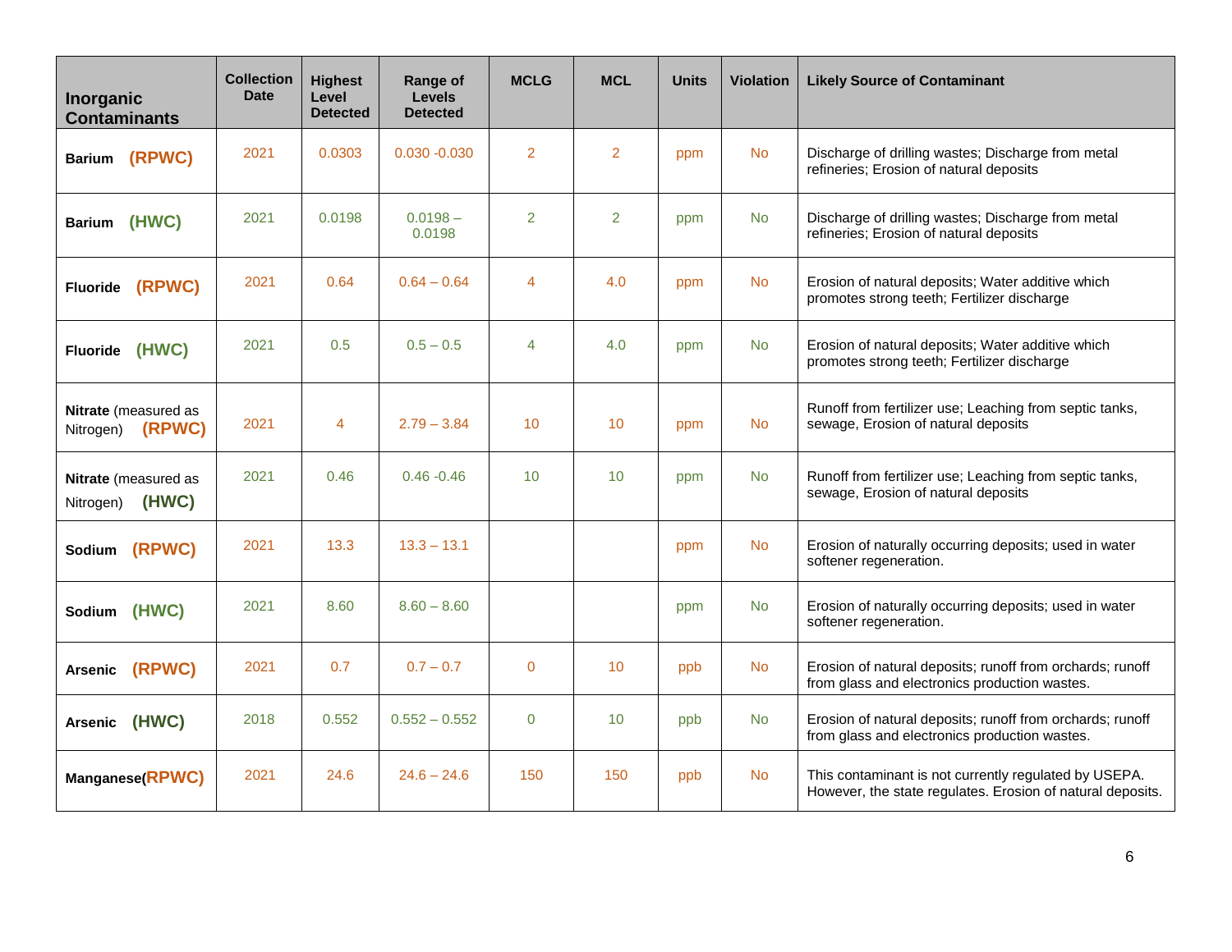| Inorganic Contaminants | Collection Date | Highest Level Detected | Range of Levels Detected | MCLG | MCL | Units | Violation | Likely Source of Contaminant |
|---|---|---|---|---|---|---|---|---|
| **Barium (RPWC)** | 2021 | 0.0303 | 0.030 -0.030 | 2 | 2 | ppm | No | Discharge of drilling wastes; Discharge from metal refineries; Erosion of natural deposits |
| **Barium (HWC)** | 2021 | 0.0198 | 0.0198 – 0.0198 | 2 | 2 | ppm | No | Discharge of drilling wastes; Discharge from metal refineries; Erosion of natural deposits |
| **Fluoride (RPWC)** | 2021 | 0.64 | 0.64 – 0.64 | 4 | 4.0 | ppm | No | Erosion of natural deposits; Water additive which promotes strong teeth; Fertilizer discharge |
| **Fluoride (HWC)** | 2021 | 0.5 | 0.5 – 0.5 | 4 | 4.0 | ppm | No | Erosion of natural deposits; Water additive which promotes strong teeth; Fertilizer discharge |
| **Nitrate** (measured as Nitrogen) **(RPWC)** | 2021 | 4 | 2.79 – 3.84 | 10 | 10 | ppm | No | Runoff from fertilizer use; Leaching from septic tanks, sewage, Erosion of natural deposits |
| **Nitrate** (measured as Nitrogen) **(HWC)** | 2021 | 0.46 | 0.46 -0.46 | 10 | 10 | ppm | No | Runoff from fertilizer use; Leaching from septic tanks, sewage, Erosion of natural deposits |
| **Sodium (RPWC)** | 2021 | 13.3 | 13.3 – 13.1 | | | ppm | No | Erosion of naturally occurring deposits; used in water softener regeneration. |
| **Sodium (HWC)** | 2021 | 8.60 | 8.60 – 8.60 | | | ppm | No | Erosion of naturally occurring deposits; used in water softener regeneration. |
| **Arsenic (RPWC)** | 2021 | 0.7 | 0.7 – 0.7 | 0 | 10 | ppb | No | Erosion of natural deposits; runoff from orchards; runoff from glass and electronics production wastes. |
| **Arsenic (HWC)** | 2018 | 0.552 | 0.552 – 0.552 | 0 | 10 | ppb | No | Erosion of natural deposits; runoff from orchards; runoff from glass and electronics production wastes. |
| **Manganese(RPWC)** | 2021 | 24.6 | 24.6 – 24.6 | 150 | 150 | ppb | No | This contaminant is not currently regulated by USEPA. However, the state regulates. Erosion of natural deposits. |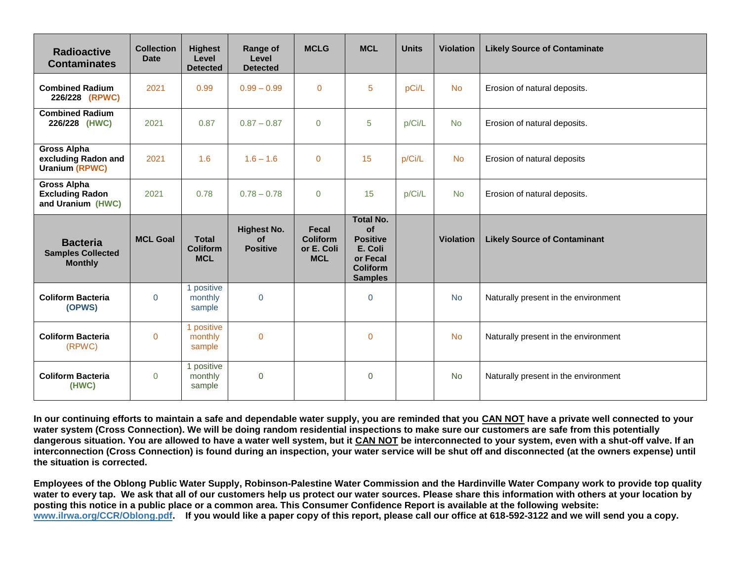| Radioactive Contaminates | Collection Date | Highest Level Detected | Range of Level Detected | MCLG | MCL | Units | Violation | Likely Source of Contaminate |
|---|---|---|---|---|---|---|---|---|
| **Combined Radium 226/228 (RPWC)** | 2021 | 0.99 | 0.99 – 0.99 | 0 | 5 | pCi/L | No | Erosion of natural deposits. |
| **Combined Radium 226/228 (HWC)** | 2021 | 0.87 | 0.87 – 0.87 | 0 | 5 | p/Ci/L | No | Erosion of natural deposits. |
| **Gross Alpha excluding Radon and Uranium (RPWC)** | 2021 | 1.6 | 1.6 – 1.6 | 0 | 15 | p/Ci/L | No | Erosion of natural deposits |
| **Gross Alpha Excluding Radon and Uranium (HWC)** | 2021 | 0.78 | 0.78 – 0.78 | 0 | 15 | p/Ci/L | No | Erosion of natural deposits. |
| **Bacteria Samples Collected Monthly** | **MCL Goal** | **Total Coliform MCL** | **Highest No. of Positive** | **Fecal Coliform or E. Coli MCL** | **Total No. of Positive E. Coli or Fecal Coliform Samples** | | **Violation** | **Likely Source of Contaminant** |
| **Coliform Bacteria (OPWS)** | 0 | 1 positive monthly sample | 0 | | 0 | | No | Naturally present in the environment |
| **Coliform Bacteria (RPWC)** | 0 | 1 positive monthly sample | 0 | | 0 | | No | Naturally present in the environment |
| **Coliform Bacteria (HWC)** | 0 | 1 positive monthly sample | 0 | | 0 | | No | Naturally present in the environment |

**In our continuing efforts to maintain a safe and dependable water supply, you are reminded that you CAN NOT have a private well connected to your water system (Cross Connection). We will be doing random residential inspections to make sure our customers are safe from this potentially dangerous situation. You are allowed to have a water well system, but it CAN NOT be interconnected to your system, even with a shut-off valve. If an interconnection (Cross Connection) is found during an inspection, your water service will be shut off and disconnected (at the owners expense) until the situation is corrected.**

**Employees of the Oblong Public Water Supply, Robinson-Palestine Water Commission and the Hardinville Water Company work to provide top quality water to every tap. We ask that all of our customers help us protect our water sources. Please share this information with others at your location by posting this notice in a public place or a common area. This Consumer Confidence Report is available at the following website: www.ilrwa.org/CCR/Oblong.pdf. If you would like a paper copy of this report, please call our office at 618-592-3122 and we will send you a copy.**